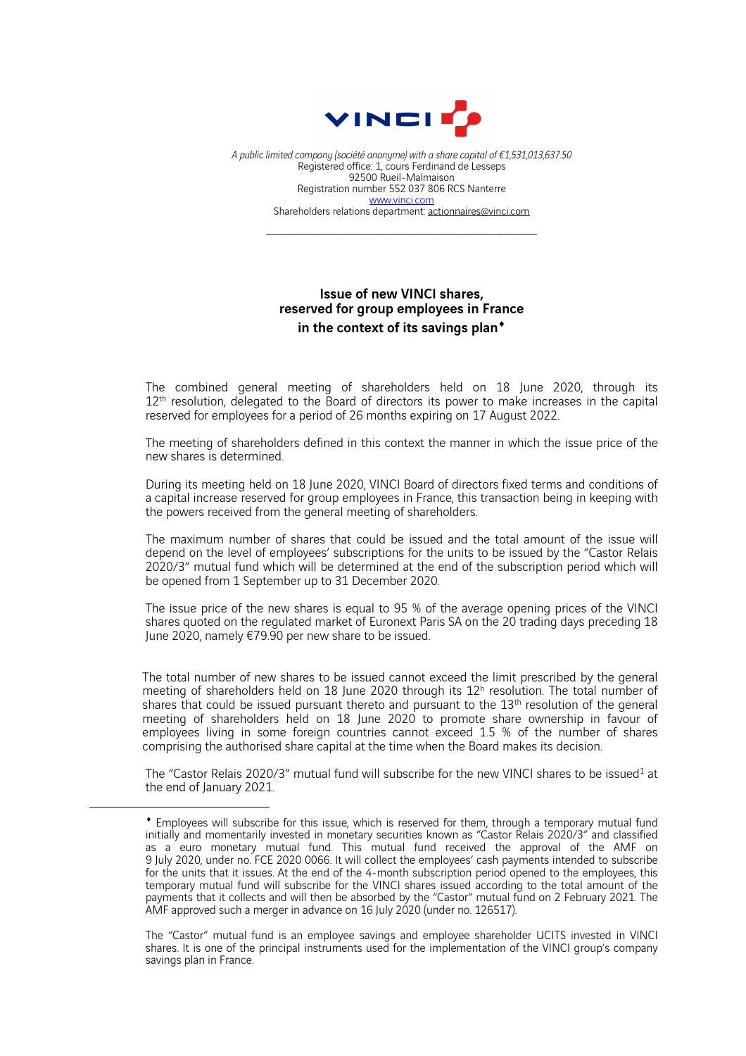*A public limited company (société anonyme) with a share capital of €1,531,013,637.50*
Registered office: 1, cours Ferdinand de Lesseps
92500 Rueil-Malmaison
Registration number 552 037 806 RCS Nanterre
www.vinci.com
Shareholders relations department: actionnaires@vinci.com

---

# Issue of new VINCI shares, reserved for group employees in France in the context of its savings plan♦

The combined general meeting of shareholders held on 18 June 2020, through its 12th resolution, delegated to the Board of directors its power to make increases in the capital reserved for employees for a period of 26 months expiring on 17 August 2022.

The meeting of shareholders defined in this context the manner in which the issue price of the new shares is determined.

During its meeting held on 18 June 2020, VINCI Board of directors fixed terms and conditions of a capital increase reserved for group employees in France, this transaction being in keeping with the powers received from the general meeting of shareholders.

The maximum number of shares that could be issued and the total amount of the issue will depend on the level of employees' subscriptions for the units to be issued by the "Castor Relais 2020/3" mutual fund which will be determined at the end of the subscription period which will be opened from 1 September up to 31 December 2020.

The issue price of the new shares is equal to 95 % of the average opening prices of the VINCI shares quoted on the regulated market of Euronext Paris SA on the 20 trading days preceding 18 June 2020, namely €79.90 per new share to be issued.

The total number of new shares to be issued cannot exceed the limit prescribed by the general meeting of shareholders held on 18 June 2020 through its 12th resolution. The total number of shares that could be issued pursuant thereto and pursuant to the 13th resolution of the general meeting of shareholders held on 18 June 2020 to promote share ownership in favour of employees living in some foreign countries cannot exceed 1.5 % of the number of shares comprising the authorised share capital at the time when the Board makes its decision.

The "Castor Relais 2020/3" mutual fund will subscribe for the new VINCI shares to be issued[1] at the end of January 2021.

---

♦ Employees will subscribe for this issue, which is reserved for them, through a temporary mutual fund initially and momentarily invested in monetary securities known as "Castor Relais 2020/3" and classified as a euro monetary mutual fund. This mutual fund received the approval of the AMF on 9 July 2020, under no. FCE 2020 0066. It will collect the employees' cash payments intended to subscribe for the units that it issues. At the end of the 4-month subscription period opened to the employees, this temporary mutual fund will subscribe for the VINCI shares issued according to the total amount of the payments that it collects and will then be absorbed by the "Castor" mutual fund on 2 February 2021. The AMF approved such a merger in advance on 16 July 2020 (under no. 126517).

The "Castor" mutual fund is an employee savings and employee shareholder UCITS invested in VINCI shares. It is one of the principal instruments used for the implementation of the VINCI group's company savings plan in France.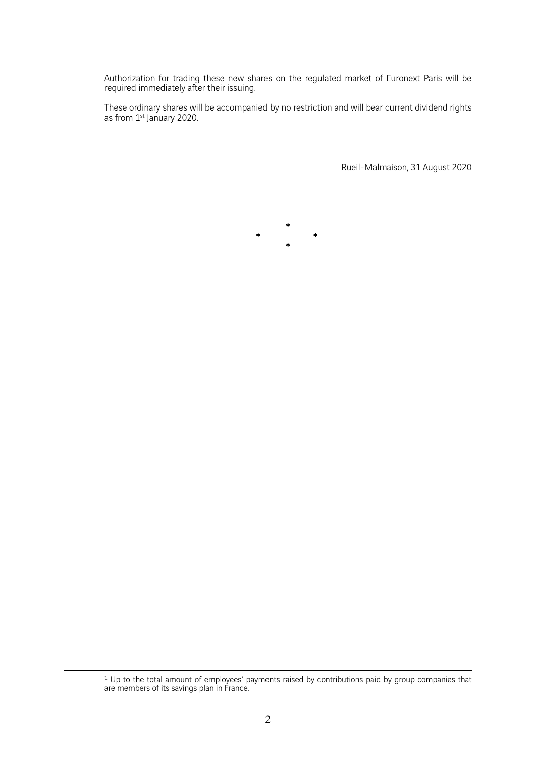Authorization for trading these new shares on the regulated market of Euronext Paris will be required immediately after their issuing.

These ordinary shares will be accompanied by no restriction and will bear current dividend rights as from 1st January 2020.

Rueil-Malmaison, 31 August 2020

\*

\*   \*

\*

---

[1] Up to the total amount of employees' payments raised by contributions paid by group companies that are members of its savings plan in France.